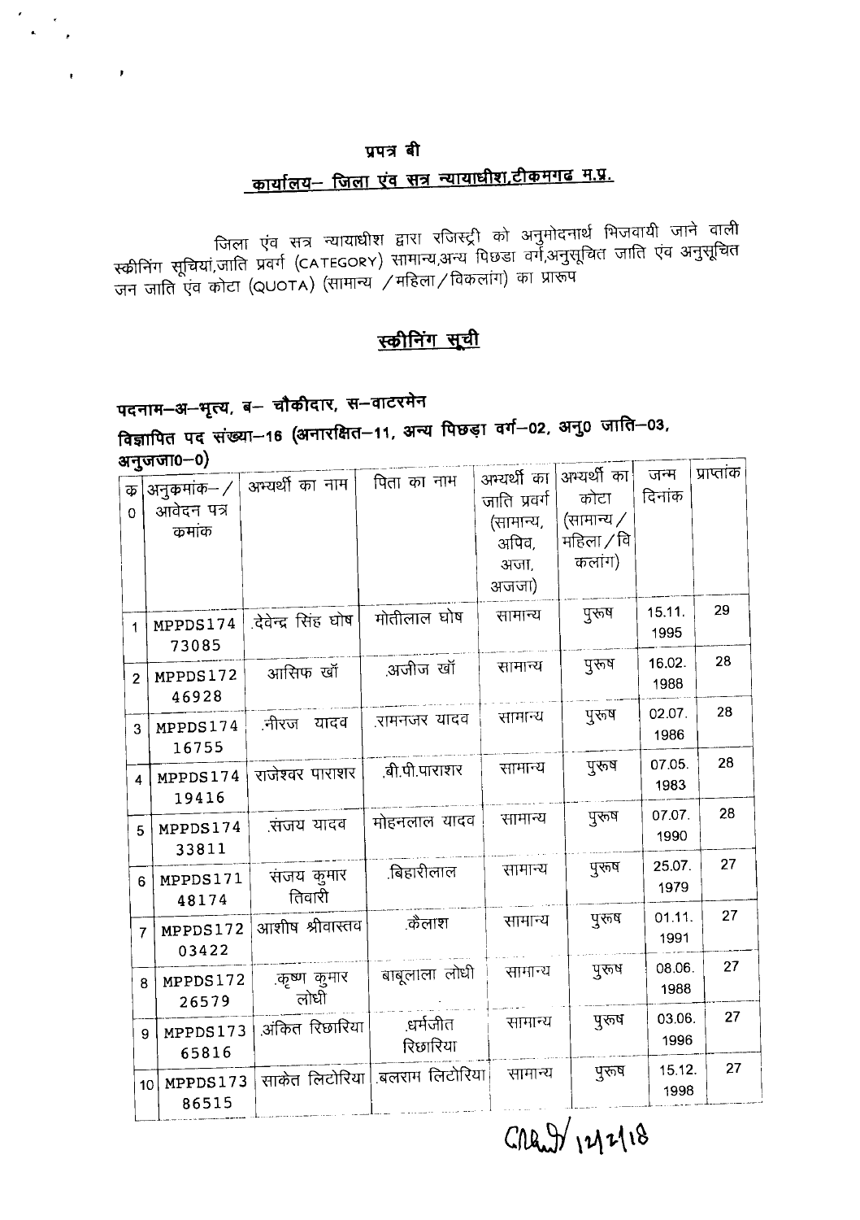## प्रपत्र बी

### कार्यालय– जिला एंव सत्र न्यायाधीश,टीकमगढ म.प्र.

जिला एंव सत्र न्यायाधीश द्वारा रजिस्ट्री को अनुमोदनार्थ भिजवायी जाने वाली स्क्रीनिंग सूचियां,जाति प्रवर्ग (CATEGORY) सामान्य,अन्य पिछडा वर्ग,अनुसूचित जाति एंव अनुसूचित जन जाति एंव कोटा (QUOTA) (सामान्य /महिला/विकलांग) का प्रारूप

## स्क्रीनिंग सूची

**पदनाम–अ–भृत्य, ब– चौकीदार, स–वाटरमेन**

**विज्ञापित पद संख्या–16 (अनारक्षित–11, अन्य पिछड़ा वर्ग–02, अनु0 जाति–03, अनुजजा0–0)**

| क्र0 | अनुक्रमांक– / आवेदन पत्र कमांक | अभ्यर्थी का नाम | पिता का नाम | अभ्यर्थी का जाति प्रवर्ग (सामान्य, अपिव, अजा, अजजा) | अभ्यर्थी का कोटा (सामान्य / महिला / विकलांग) | जन्म दिनांक | प्राप्तांक |
|---|---|---|---|---|---|---|---|
| 1 | MPPDS17473085 | .देवेन्द्र सिंह घोष | मोतीलाल घोष | सामान्य | पुरूष | 15.11.1995 | 29 |
| 2 | MPPDS17246928 | आसिफ खॉ | .अजीज खॉ | सामान्य | पुरूष | 16.02.1988 | 28 |
| 3 | MPPDS17416755 | .नीरज यादव | .रामनजर यादव | सामान्य | पुरूष | 02.07.1986 | 28 |
| 4 | MPPDS17419416 | राजेश्वर पाराशर | .बी.पी.पाराशर | सामान्य | पुरूष | 07.05.1983 | 28 |
| 5 | MPPDS17433811 | .संजय यादव | मोहनलाल यादव | सामान्य | पुरूष | 07.07.1990 | 28 |
| 6 | MPPDS17148174 | संजय कुमार तिवारी | .बिहारीलाल | सामान्य | पुरूष | 25.07.1979 | 27 |
| 7 | MPPDS17203422 | आशीष श्रीवास्तव | .कैलाश | सामान्य | पुरूष | 01.11.1991 | 27 |
| 8 | MPPDS17226579 | .कृष्ण कुमार लोधी | बाबूलाला लोधी | सामान्य | पुरूष | 08.06.1988 | 27 |
| 9 | MPPDS17365816 | .अंकित रिछारिया | .धर्मजीत रिछारिया | सामान्य | पुरूष | 03.06.1996 | 27 |
| 10 | MPPDS17386515 | साकेत लिटोरिया | .बलराम लिटोरिया | सामान्य | पुरूष | 15.12.1998 | 27 |

12/2/18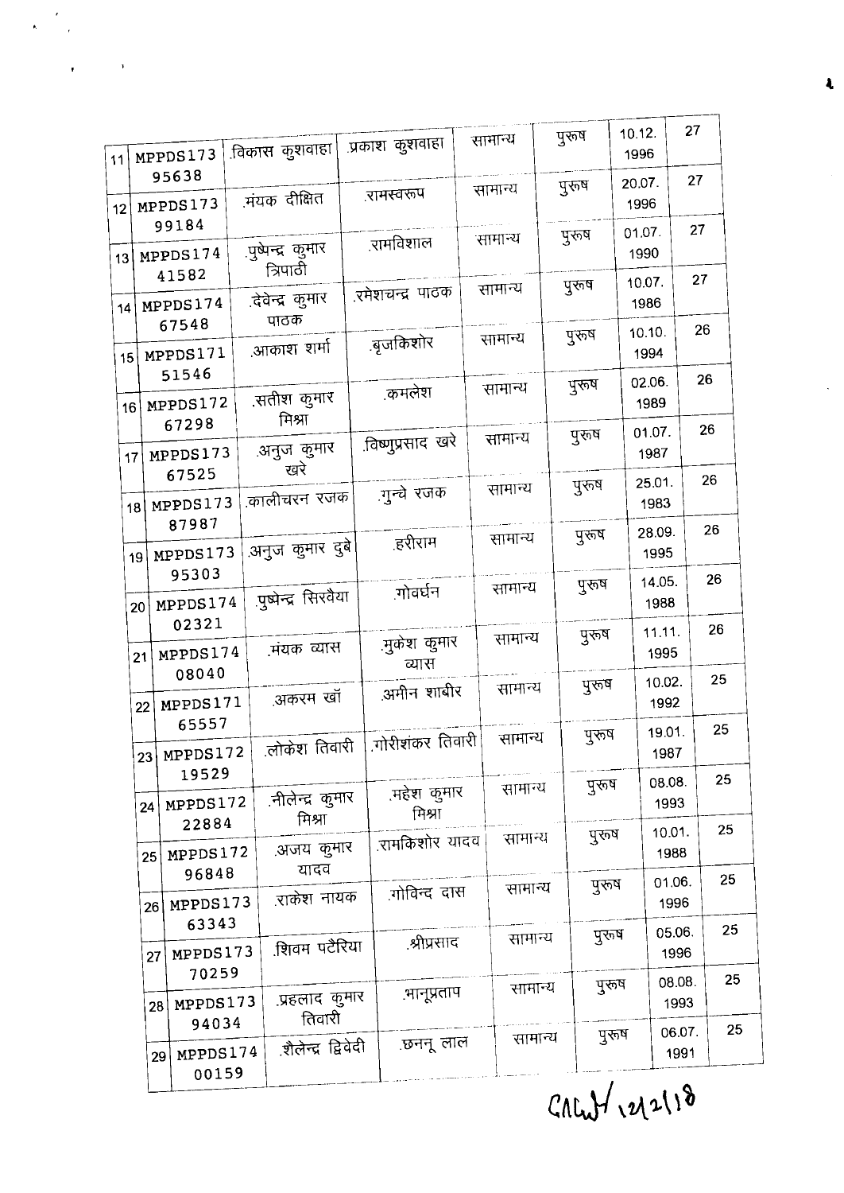| 11 | MPPDS17395638 | .विकास कुशवाहा | .प्रकाश कुशवाहा | सामान्य | पुरूष | 10.12.1996 | 27 |
|---|---|---|---|---|---|---|---|
| 12 | MPPDS17399184 | .मंयक दीक्षित | .रामस्वरूप | सामान्य | पुरूष | 20.07.1996 | 27 |
| 13 | MPPDS17441582 | .पुष्पेन्द्र कुमार त्रिपाठी | .रामविशाल | सामान्य | पुरूष | 01.07.1990 | 27 |
| 14 | MPPDS17467548 | .देवेन्द्र कुमार पाठक | .रमेशचन्द्र पाठक | सामान्य | पुरूष | 10.07.1986 | 27 |
| 15 | MPPDS17151546 | .आकाश शर्मा | .बृजकिशोर | सामान्य | पुरूष | 10.10.1994 | 26 |
| 16 | MPPDS17267298 | .सतीश कुमार मिश्रा | .कमलेश | सामान्य | पुरूष | 02.06.1989 | 26 |
| 17 | MPPDS17367525 | .अनुज कुमार खरे | .विष्णुप्रसाद खरे | सामान्य | पुरूष | 01.07.1987 | 26 |
| 18 | MPPDS17387987 | .कालीचरन रजक | .गुन्चे रजक | सामान्य | पुरूष | 25.01.1983 | 26 |
| 19 | MPPDS17395303 | .अनुज कुमार दुबे | .हरीराम | सामान्य | पुरूष | 28.09.1995 | 26 |
| 20 | MPPDS17402321 | .पुष्पेन्द्र सिरवैया | .गोवर्धन | सामान्य | पुरूष | 14.05.1988 | 26 |
| 21 | MPPDS17408040 | .मंयक व्यास | .मुकेश कुमार व्यास | सामान्य | पुरूष | 11.11.1995 | 26 |
| 22 | MPPDS17165557 | .अकरम खॉ | .अमीन शाबीर | सामान्य | पुरूष | 10.02.1992 | 25 |
| 23 | MPPDS17219529 | .लोकेश तिवारी | .गोरीशंकर तिवारी | सामान्य | पुरूष | 19.01.1987 | 25 |
| 24 | MPPDS17222884 | .नीलेन्द्र कुमार मिश्रा | .महेश कुमार मिश्रा | सामान्य | पुरूष | 08.08.1993 | 25 |
| 25 | MPPDS17296848 | .अजय कुमार यादव | .रामकिशोर यादव | सामान्य | पुरूष | 10.01.1988 | 25 |
| 26 | MPPDS17363343 | .राकेश नायक | .गोविन्द दास | सामान्य | पुरूष | 01.06.1996 | 25 |
| 27 | MPPDS17370259 | .शिवम पटैरिया | .श्रीप्रसाद | सामान्य | पुरूष | 05.06.1996 | 25 |
| 28 | MPPDS17394034 | .प्रहलाद कुमार तिवारी | .भानूप्रताप | सामान्य | पुरूष | 08.08.1993 | 25 |
| 29 | MPPDS17400159 | .शैलेन्द्र द्विवेदी | .छनन्‍नू लाल | सामान्य | पुरूष | 06.07.1991 | 25 |

CALW 12/2/18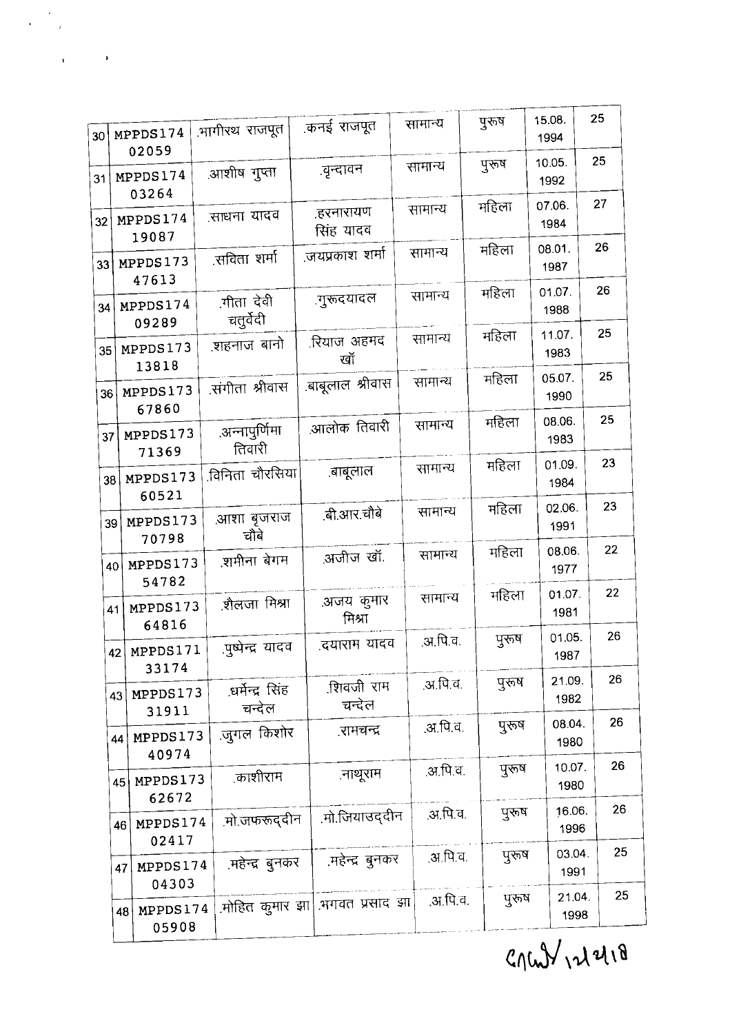| 30 | MPPDS17402059 | .भागीरथ राजपूत | .कनई राजपूत | सामान्य | पुरूष | 15.08.1994 | 25 |
|---|---|---|---|---|---|---|---|
| 31 | MPPDS17403264 | .आशीष गुप्ता | .वृन्दावन | सामान्य | पुरूष | 10.05.1992 | 25 |
| 32 | MPPDS17419087 | .साधना यादव | .हरनारायण सिंह यादव | सामान्य | महिला | 07.06.1984 | 27 |
| 33 | MPPDS17347613 | .सविता शर्मा | .जयप्रकाश शर्मा | सामान्य | महिला | 08.01.1987 | 26 |
| 34 | MPPDS17409289 | .गीता देवी चतुर्वेदी | .गुरूदयादल | सामान्य | महिला | 01.07.1988 | 26 |
| 35 | MPPDS17313818 | .शहनाज बानो | .रियाज अहमद खॉ | सामान्य | महिला | 11.07.1983 | 25 |
| 36 | MPPDS17367860 | .संगीता श्रीवास | .बाबूलाल श्रीवास | सामान्य | महिला | 05.07.1990 | 25 |
| 37 | MPPDS17371369 | .अन्नापुर्णिमा तिवारी | .आलोक तिवारी | सामान्य | महिला | 08.06.1983 | 25 |
| 38 | MPPDS17360521 | .विनिता चौरसिया | .बाबूलाल | सामान्य | महिला | 01.09.1984 | 23 |
| 39 | MPPDS17370798 | .आशा बृजराज चौबे | .बी.आर.चौबे | सामान्य | महिला | 02.06.1991 | 23 |
| 40 | MPPDS17354782 | .शमीना बेगम | .अजीज खॉ. | सामान्य | महिला | 08.06.1977 | 22 |
| 41 | MPPDS17364816 | .शैलजा मिश्रा | .अजय कुमार मिश्रा | सामान्य | महिला | 01.07.1981 | 22 |
| 42 | MPPDS17133174 | .पुष्पेन्द्र यादव | .दयाराम यादव | .अ.पि.व. | पुरूष | 01.05.1987 | 26 |
| 43 | MPPDS17331911 | .धर्मेन्द्र सिंह चन्देल | .शिवजी राम चन्देल | .अ.पि.व. | पुरूष | 21.09.1982 | 26 |
| 44 | MPPDS17340974 | .जुगल किशोर | .रामचन्द्र | .अ.पि.व. | पुरूष | 08.04.1980 | 26 |
| 45 | MPPDS17362672 | .काशीराम | .नाथूराम | .अ.पि.व. | पुरूष | 10.07.1980 | 26 |
| 46 | MPPDS17402417 | .मो.जफरूद्दीन | .मो.जियाउद्दीन | .अ.पि.व. | पुरूष | 16.06.1996 | 26 |
| 47 | MPPDS17404303 | .महेन्द्र बुनकर | .महेन्द्र बुनकर | .अ.पि.व. | पुरूष | 03.04.1991 | 25 |
| 48 | MPPDS17405908 | .मोहित कुमार झा | .भगवत प्रसाद झा | .अ.पि.व. | पुरूष | 21.04.1998 | 25 |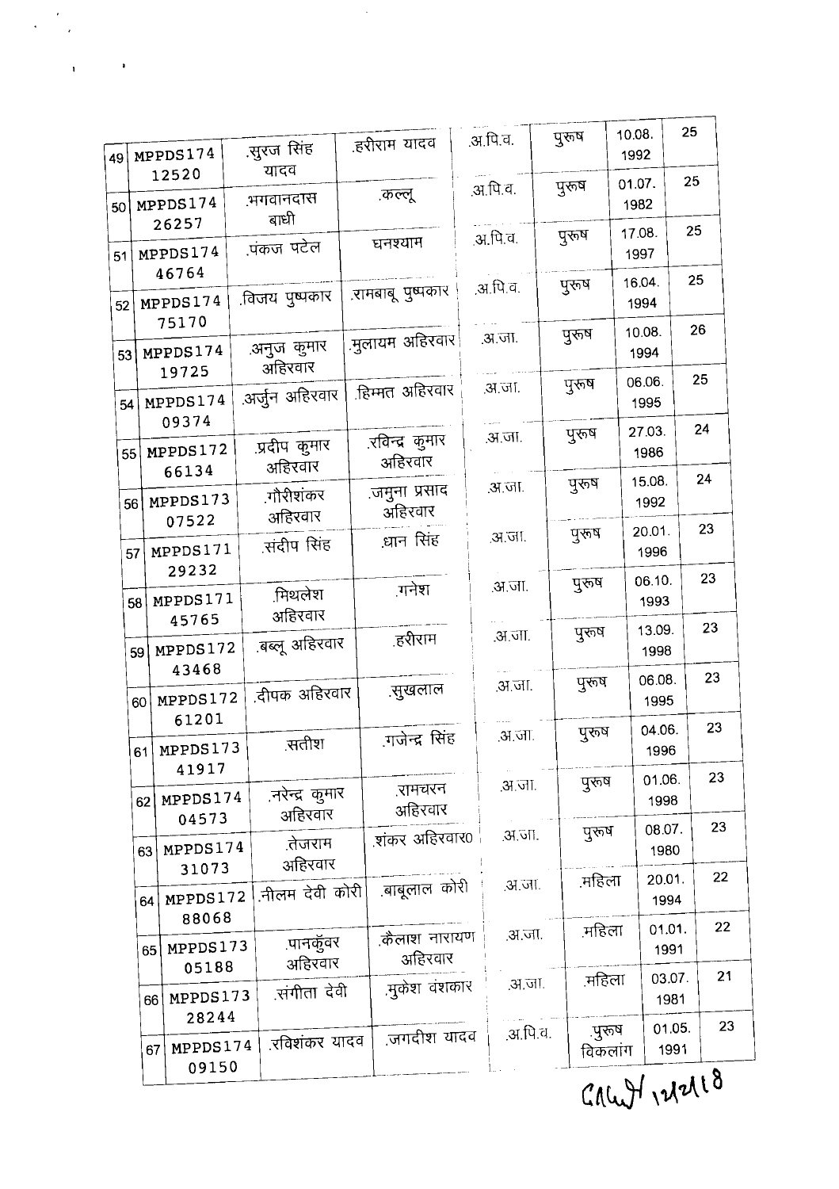| 49 | MPPDS174 12520 | .सुरज सिंह यादव | .हरीराम यादव | .अ.पि.व. | पुरूष | 10.08. 1992 | 25 |
|---|---|---|---|---|---|---|---|
| 50 | MPPDS174 26257 | .भगवानदास बाधी | .कल्लू | .अ.पि.व. | पुरूष | 01.07. 1982 | 25 |
| 51 | MPPDS174 46764 | .पंकज पटेल | घनश्याम | .अ.पि.व. | पुरूष | 17.08. 1997 | 25 |
| 52 | MPPDS174 75170 | .विजय पुष्पकार | .रामबाबू पुष्पकार | .अ.पि.व. | पुरूष | 16.04. 1994 | 25 |
| 53 | MPPDS174 19725 | .अनुज कुमार अहिरवार | .मुलायम अहिरवार | .अ.जा. | पुरूष | 10.08. 1994 | 26 |
| 54 | MPPDS174 09374 | .अर्जुन अहिरवार | .हिम्मत अहिरवार | .अ.जा. | पुरूष | 06.06. 1995 | 25 |
| 55 | MPPDS172 66134 | .प्रदीप कुमार अहिरवार | .रविन्द्र कुमार अहिरवार | .अ.जा. | पुरूष | 27.03. 1986 | 24 |
| 56 | MPPDS173 07522 | .गौरीशंकर अहिरवार | .जमुना प्रसाद अहिरवार | .अ.जा. | पुरूष | 15.08. 1992 | 24 |
| 57 | MPPDS171 29232 | .संदीप सिंह | .धान सिंह | .अ.जा. | पुरूष | 20.01. 1996 | 23 |
| 58 | MPPDS171 45765 | .मिथलेश अहिरवार | .गनेश | .अ.जा. | पुरुष | 06.10. 1993 | 23 |
| 59 | MPPDS172 43468 | .बब्लू अहिरवार | .हरीराम | .अ.जा. | पुरूष | 13.09. 1998 | 23 |
| 60 | MPPDS172 61201 | .दीपक अहिरवार | .सुखलाल | .अ.जा. | पुरूष | 06.08. 1995 | 23 |
| 61 | MPPDS173 41917 | .सतीश | .गजेन्द्र सिंह | .अ.जा. | पुरूष | 04.06. 1996 | 23 |
| 62 | MPPDS174 04573 | .नरेन्द्र कुमार अहिरवार | .रामचरन अहिरवार | .अ.जा. | पुरूष | 01.06. 1998 | 23 |
| 63 | MPPDS174 31073 | .तेजराम अहिरवार | .शंकर अहिरवार0 | .अ.जा. | पुरूष | 08.07. 1980 | 23 |
| 64 | MPPDS172 88068 | .नीलम देवी कोरी | .बाबूलाल कोरी | .अ.जा. | .महिला | 20.01. 1994 | 22 |
| 65 | MPPDS173 05188 | .पानकुँवर अहिरवार | .कैलाश नारायण अहिरवार | .अ.जा. | .महिला | 01.01. 1991 | 22 |
| 66 | MPPDS173 28244 | .संगीता देवी | .मुकेश वंशकार | .अ.जा. | .महिला | 03.07. 1981 | 21 |
| 67 | MPPDS174 09150 | .रविशंकर यादव | .जगदीश यादव | .अ.पि.व. | .पुरूष विकलांग | 01.05. 1991 | 23 |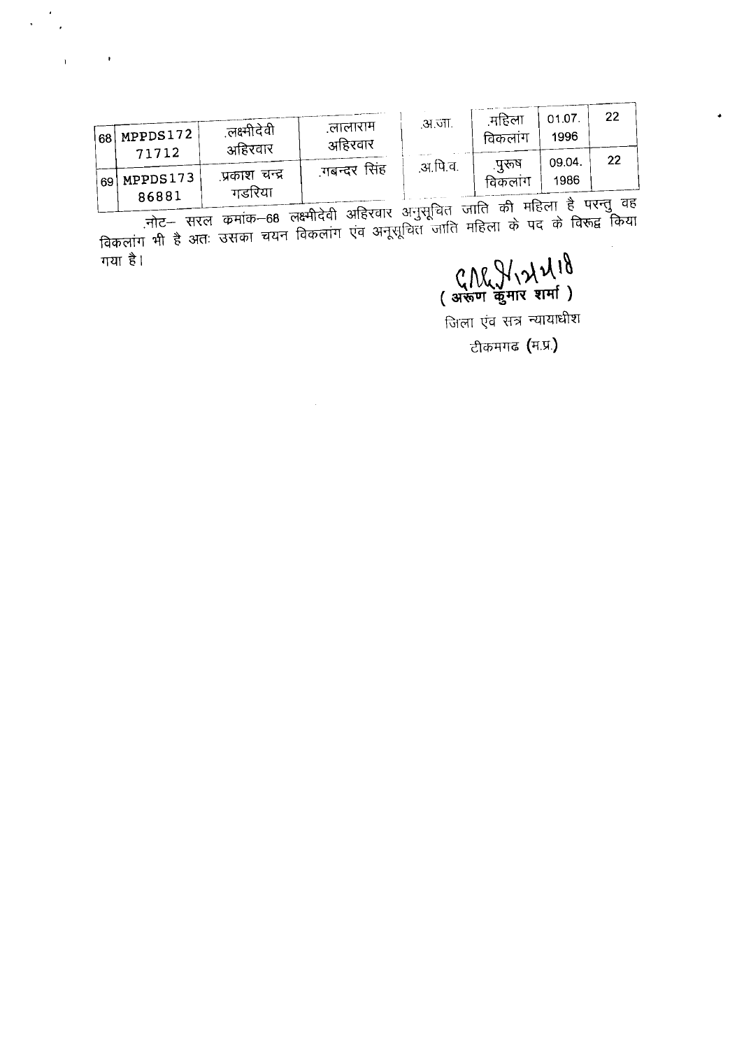| 68 | MPPDS17271712 | .लक्ष्मीदेवी अहिरवार | .लालाराम अहिरवार | .अ.जा. | .महिला विकलांग | 01.07. 1996 | 22 |
|---|---|---|---|---|---|---|---|
| 69 | MPPDS17386881 | .प्रकाश चन्द्र गडरिया | .गबन्दर सिंह | .अ.पि.व. | .पुरूष विकलांग | 09.04. 1986 | 22 |

.नोट– सरल कमांक–68 लक्ष्मीदेवी अहिरवार अनुसूचित जाति की महिला है परन्तु वह विकलांग भी है अतः उसका चयन विकलांग एंव अनुसूचित जाति महिला के पद के विरूद्व किया गया है।

(अरूण कुमार शर्मा)
जिला एंव सत्र न्यायाधीश
टीकमगढ (म.प्र.)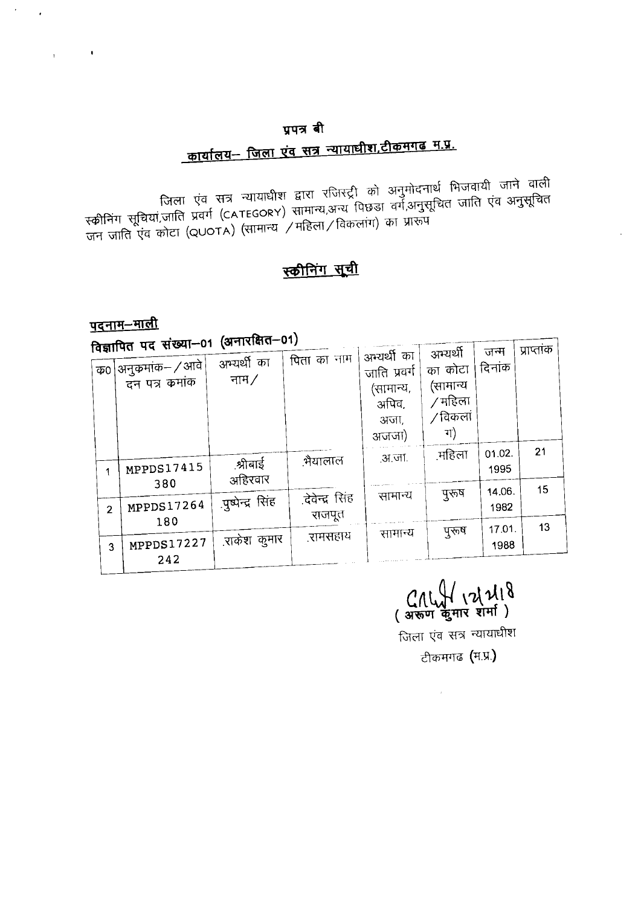# प्रपत्र बी

## कार्यालय– जिला एंव सत्र न्यायाधीश,टीकमगढ म.प्र.

जिला एंव सत्र न्यायाधीश द्वारा रजिस्ट्री को अनुमोदनार्थ भिजवायी जाने वाली स्क्रीनिंग सूचियां,जाति प्रवर्ग (CATEGORY) सामान्य,अन्य पिछड़ा वर्ग,अनुसूचित जाति एंव अनुसूचित जन जाति एंव कोटा (QUOTA) (सामान्य /महिला/विकलांग) का प्रारूप

## स्क्रीनिंग सूची

**पदनाम–माली**

**विज्ञापित पद संख्या–01 (अनारक्षित–01)**

| क0 | अनुक्रमांक–/आवेदन पत्र क्रमांक | अभ्यर्थी का नाम/ | पिता का नाम | अभ्यर्थी का जाति प्रवर्ग (सामान्य, अपिव, अजा, अजजा) | अभ्यर्थी का कोटा (सामान्य /महिला /विकलांग) | जन्म दिनांक | प्राप्तांक |
|---|---|---|---|---|---|---|---|
| 1 | MPPDS17415380 | .श्रीबाई अहिरवार | .भैयालाल | .अ.जा. | .महिला | 01.02.1995 | 21 |
| 2 | MPPDS17264180 | .पुष्पेन्द्र सिंह | .देवेन्द्र सिंह राजपूत | सामान्य | पुरूष | 14.06.1982 | 15 |
| 3 | MPPDS17227242 | .राकेश कुमार | .रामसहाय | सामान्य | पुरूष | 17.01.1988 | 13 |

12/2/18
( अरूण कुमार शर्मा )
जिला एंव सत्र न्यायाधीश
टीकमगढ (म.प्र.)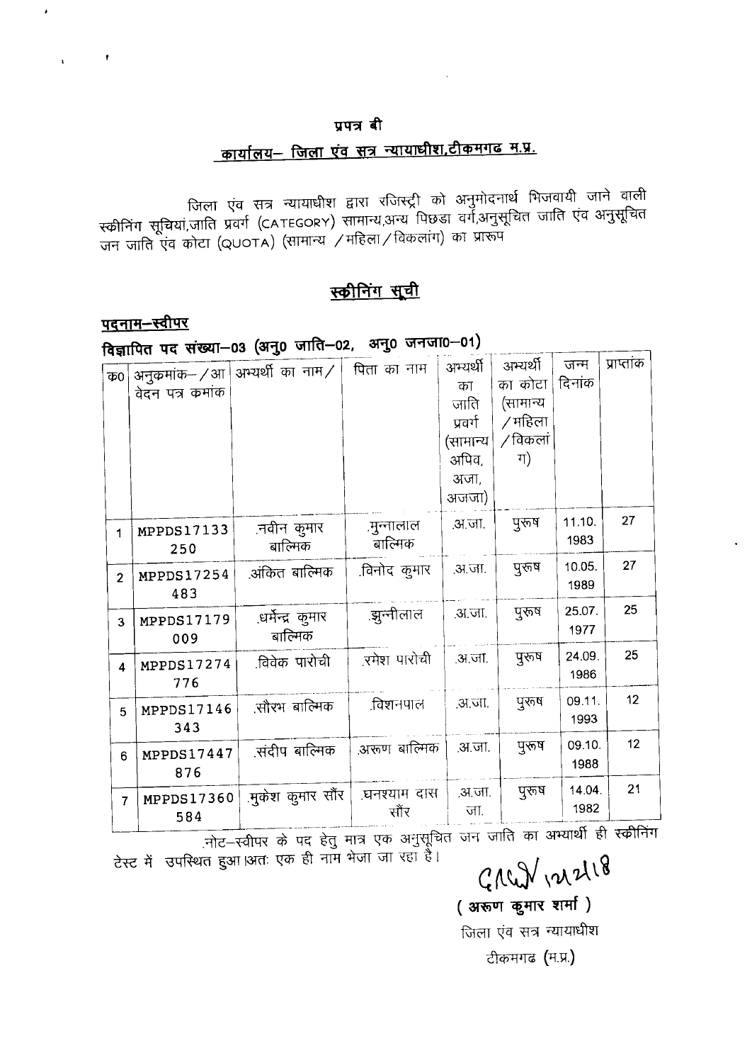**प्रपत्र बी**

**कार्यालय– जिला एंव सत्र न्यायाधीश,टीकमगढ म.प्र.**

जिला एंव सत्र न्यायाधीश द्वारा रजिस्ट्री को अनुमोदनार्थ भिजवायी जाने वाली स्कीनिंग सूचियां,जाति प्रवर्ग (CATEGORY) सामान्य,अन्य पिछडा वर्ग,अनुसूचित जाति एंव अनुसूचित जन जाति एंव कोटा (QUOTA) (सामान्य /महिला/विकलांग) का प्रारूप

## स्कीनिंग सूची

**पदनाम–स्वीपर**

**विज्ञापित पद संख्या–03 (अनु0 जाति–02, अनु0 जनजा0–01)**

| क0 | अनुकमांक–/आवेदन पत्र कमांक | अभ्यर्थी का नाम/ | पिता का नाम | अभ्यर्थी का जाति प्रवर्ग (सामान्य अपिव, अजा, अजजा) | अभ्यर्थी का कोटा (सामान्य /महिला /विकलांग) | जन्म दिनांक | प्राप्तांक |
|---|---|---|---|---|---|---|---|
| 1 | MPPDS17133250 | .नवीन कुमार बाल्मिक | .मुन्नालाल बाल्मिक | .अ.जा. | पुरूष | 11.10.1983 | 27 |
| 2 | MPPDS17254483 | .अंकित बाल्मिक | .विनोद कुमार | .अ.जा. | पुरूष | 10.05.1989 | 27 |
| 3 | MPPDS17179009 | .धर्मेन्द्र कुमार बाल्मिक | .झुन्नीलाल | .अ.जा. | पुरूष | 25.07.1977 | 25 |
| 4 | MPPDS17274776 | .विवेक पारोची | .रमेश पारोची | .अ.जा. | पुरूष | 24.09.1986 | 25 |
| 5 | MPPDS17146343 | .सौरभ बाल्मिक | .विशनपाल | .अ.जा. | पुरूष | 09.11.1993 | 12 |
| 6 | MPPDS17447876 | .संदीप बाल्मिक | .अरूण बाल्मिक | .अ.जा. | पुरूष | 09.10.1988 | 12 |
| 7 | MPPDS17360584 | .मुकेश कुमार सौंर | .घनश्याम दास सौंर | .अ.जा. जा. | पुरूष | 14.04.1982 | 21 |

.नोट–स्वीपर के पद हेतु मात्र एक अनुसूचित जन जाति का अभ्यार्थी ही स्कीनिंग टेस्ट में उपस्थित हुआ।अतः एक ही नाम भेजा जा रहा है।

12/2/18

**( अरूण कुमार शर्मा )**
जिला एंव सत्र न्यायाधीश
टीकमगढ (म.प्र.)